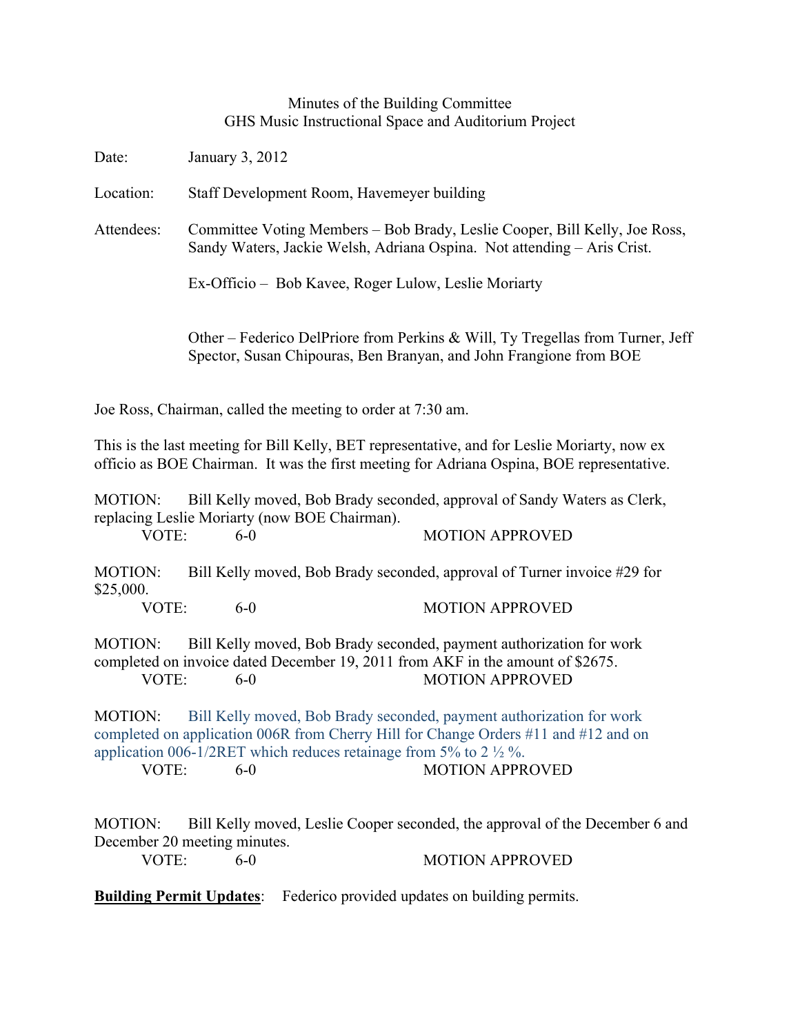Minutes of the Building Committee
GHS Music Instructional Space and Auditorium Project

Date: January 3, 2012

Location: Staff Development Room, Havemeyer building

Attendees: Committee Voting Members – Bob Brady, Leslie Cooper, Bill Kelly, Joe Ross, Sandy Waters, Jackie Welsh, Adriana Ospina. Not attending – Aris Crist.

Ex-Officio – Bob Kavee, Roger Lulow, Leslie Moriarty

Other – Federico DelPriore from Perkins & Will, Ty Tregellas from Turner, Jeff Spector, Susan Chipouras, Ben Branyan, and John Frangione from BOE

Joe Ross, Chairman, called the meeting to order at 7:30 am.

This is the last meeting for Bill Kelly, BET representative, and for Leslie Moriarty, now ex officio as BOE Chairman. It was the first meeting for Adriana Ospina, BOE representative.

MOTION: Bill Kelly moved, Bob Brady seconded, approval of Sandy Waters as Clerk, replacing Leslie Moriarty (now BOE Chairman).
VOTE: 6-0 MOTION APPROVED

MOTION: Bill Kelly moved, Bob Brady seconded, approval of Turner invoice #29 for $25,000.
VOTE: 6-0 MOTION APPROVED

MOTION: Bill Kelly moved, Bob Brady seconded, payment authorization for work completed on invoice dated December 19, 2011 from AKF in the amount of $2675.
VOTE: 6-0 MOTION APPROVED

MOTION: Bill Kelly moved, Bob Brady seconded, payment authorization for work completed on application 006R from Cherry Hill for Change Orders #11 and #12 and on application 006-1/2RET which reduces retainage from 5% to 2 ½ %.
VOTE: 6-0 MOTION APPROVED

MOTION: Bill Kelly moved, Leslie Cooper seconded, the approval of the December 6 and December 20 meeting minutes.
VOTE: 6-0 MOTION APPROVED

**Building Permit Updates**: Federico provided updates on building permits.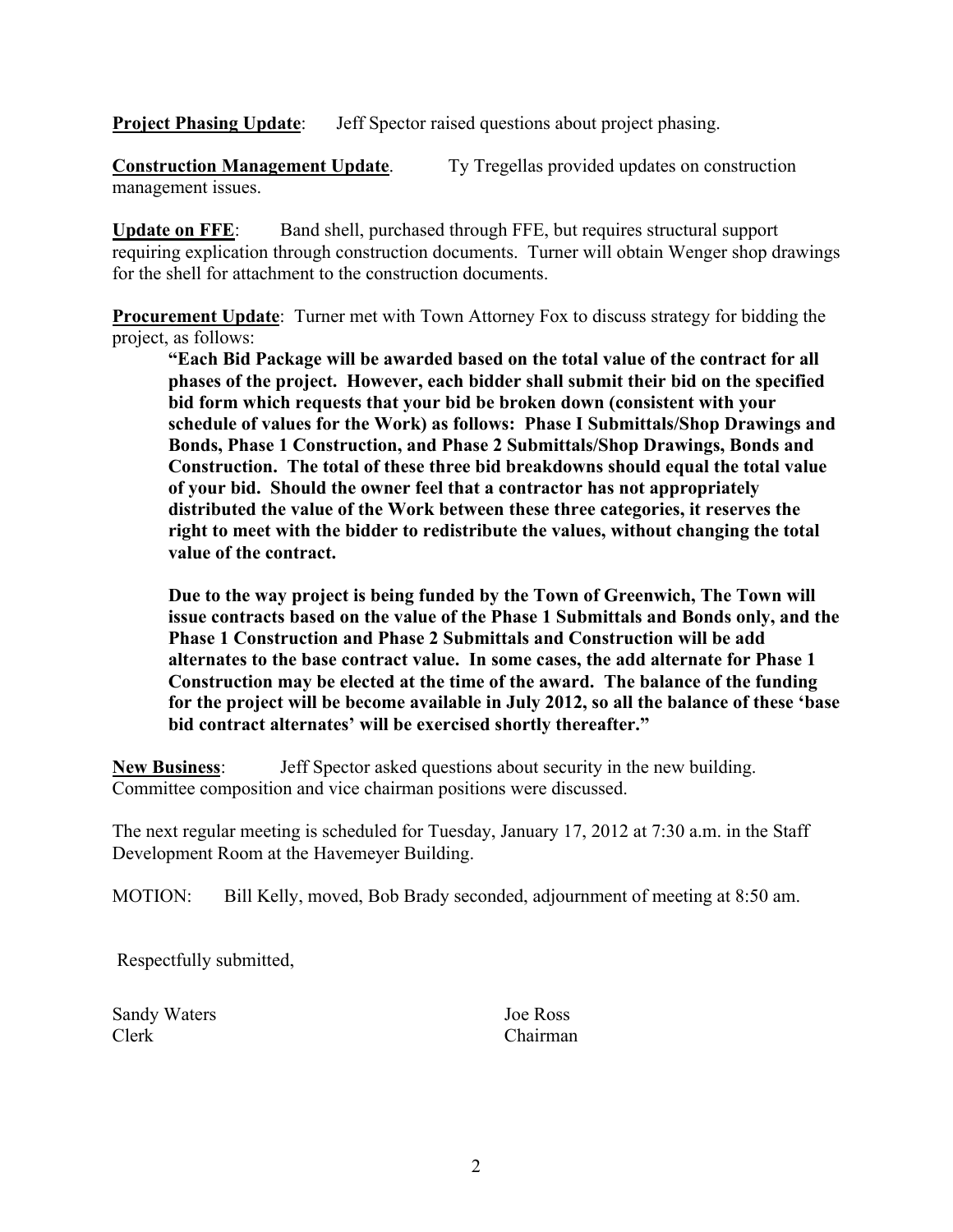**Project Phasing Update**: Jeff Spector raised questions about project phasing.

**Construction Management Update**. Ty Tregellas provided updates on construction management issues.

**Update on FFE**: Band shell, purchased through FFE, but requires structural support requiring explication through construction documents. Turner will obtain Wenger shop drawings for the shell for attachment to the construction documents.

**Procurement Update**: Turner met with Town Attorney Fox to discuss strategy for bidding the project, as follows:

> **"Each Bid Package will be awarded based on the total value of the contract for all phases of the project. However, each bidder shall submit their bid on the specified bid form which requests that your bid be broken down (consistent with your schedule of values for the Work) as follows: Phase I Submittals/Shop Drawings and Bonds, Phase 1 Construction, and Phase 2 Submittals/Shop Drawings, Bonds and Construction. The total of these three bid breakdowns should equal the total value of your bid. Should the owner feel that a contractor has not appropriately distributed the value of the Work between these three categories, it reserves the right to meet with the bidder to redistribute the values, without changing the total value of the contract.**
>
> **Due to the way project is being funded by the Town of Greenwich, The Town will issue contracts based on the value of the Phase 1 Submittals and Bonds only, and the Phase 1 Construction and Phase 2 Submittals and Construction will be add alternates to the base contract value. In some cases, the add alternate for Phase 1 Construction may be elected at the time of the award. The balance of the funding for the project will be become available in July 2012, so all the balance of these 'base bid contract alternates' will be exercised shortly thereafter."**

**New Business**: Jeff Spector asked questions about security in the new building. Committee composition and vice chairman positions were discussed.

The next regular meeting is scheduled for Tuesday, January 17, 2012 at 7:30 a.m. in the Staff Development Room at the Havemeyer Building.

MOTION: Bill Kelly, moved, Bob Brady seconded, adjournment of meeting at 8:50 am.

Respectfully submitted,

Sandy Waters
Clerk

Joe Ross
Chairman